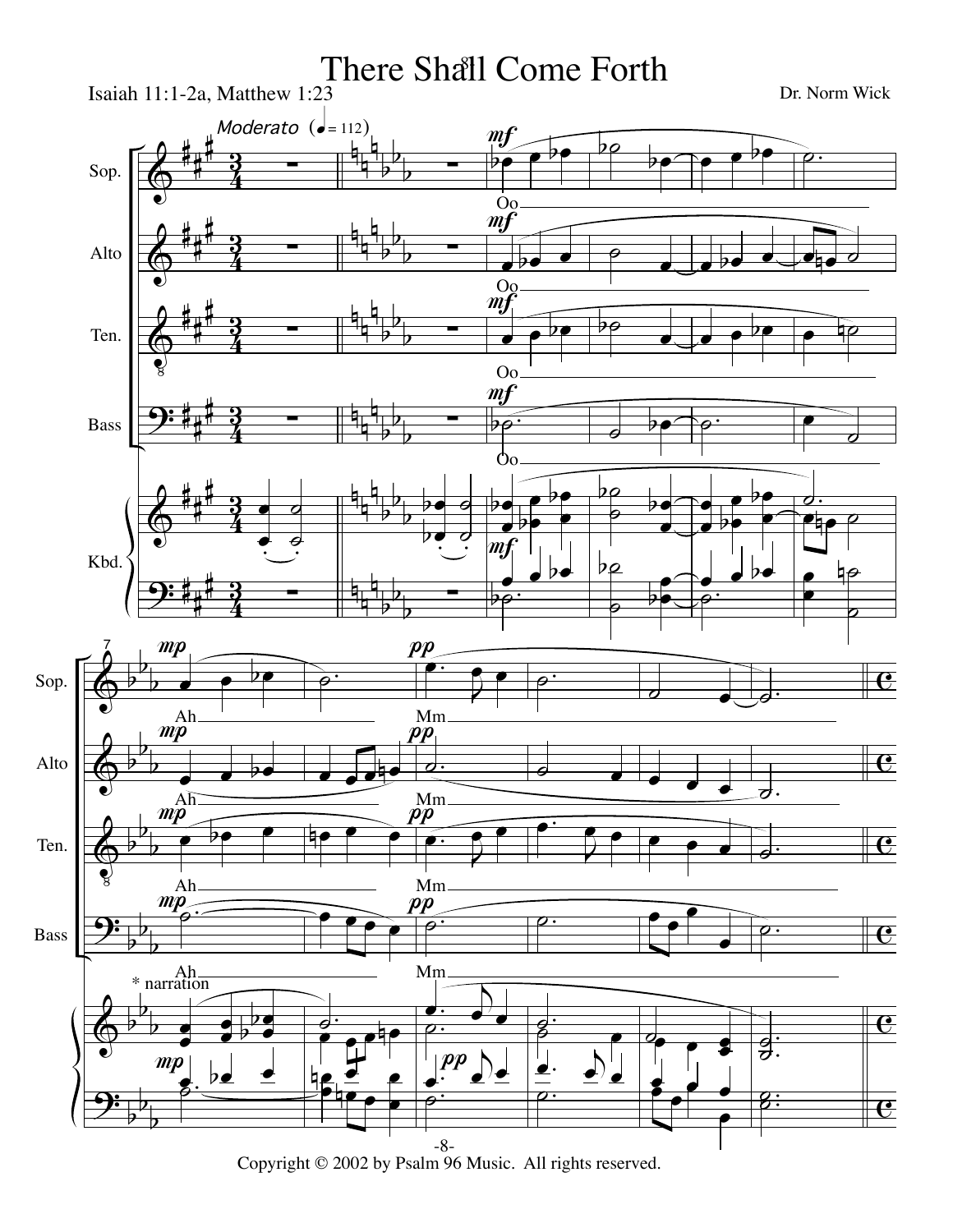# There Shall Come Forth

Isaiah 11:1-2a, Matthew 1:23

Dr. Norm Wick

*Moderato* (♩ = 112)

Sop. — Oo — Ah — Mm

Alto — Oo — Ah — Mm

Ten. — Oo — Ah — Mm

Bass — Oo — Ah — Mm

Kbd.

\* narration

Copyright © 2002 by Psalm 96 Music. All rights reserved.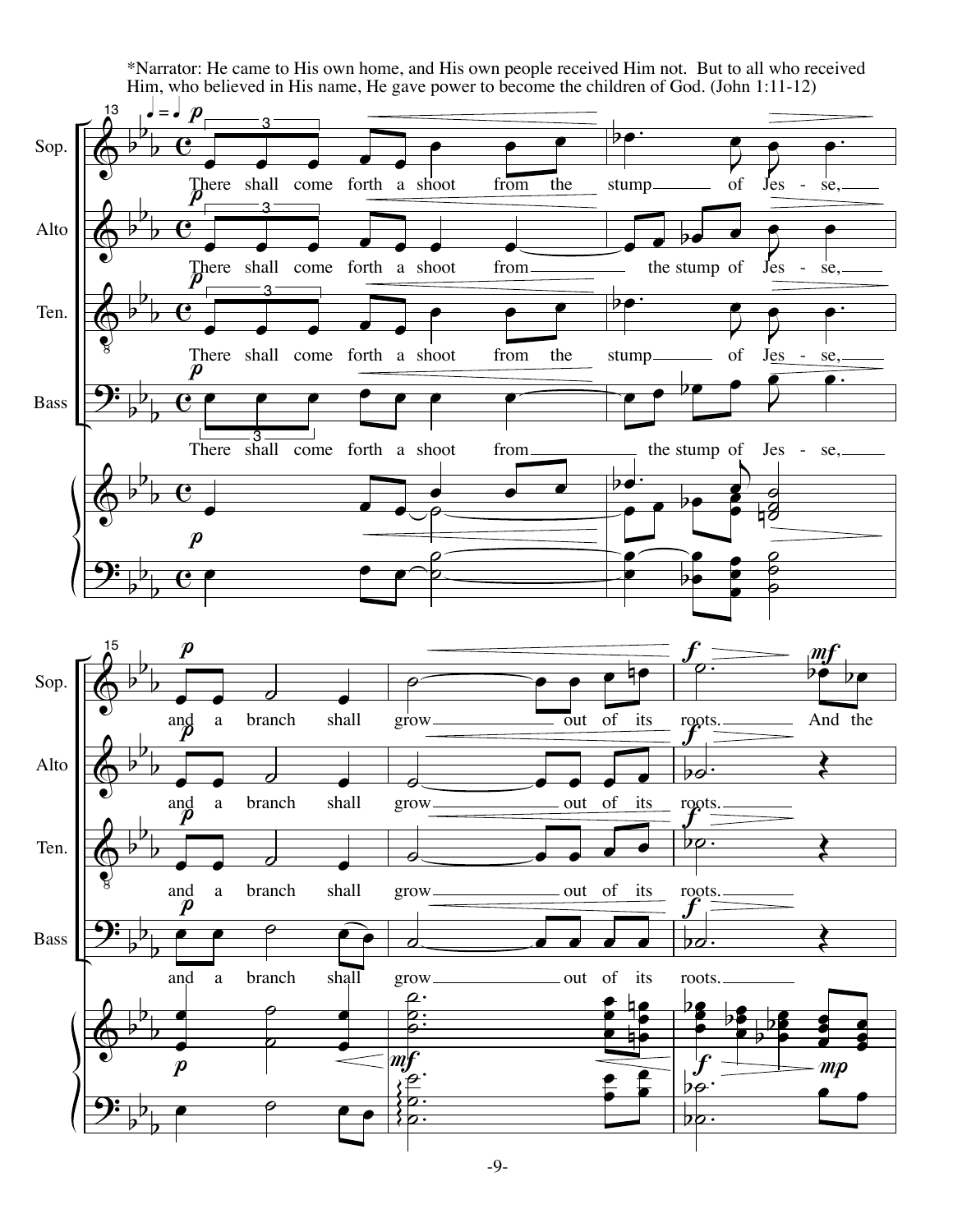*Narrator: He came to His own home, and His own people received Him not. But to all who received Him, who believed in His name, He gave power to become the children of God. (John 1:11-12)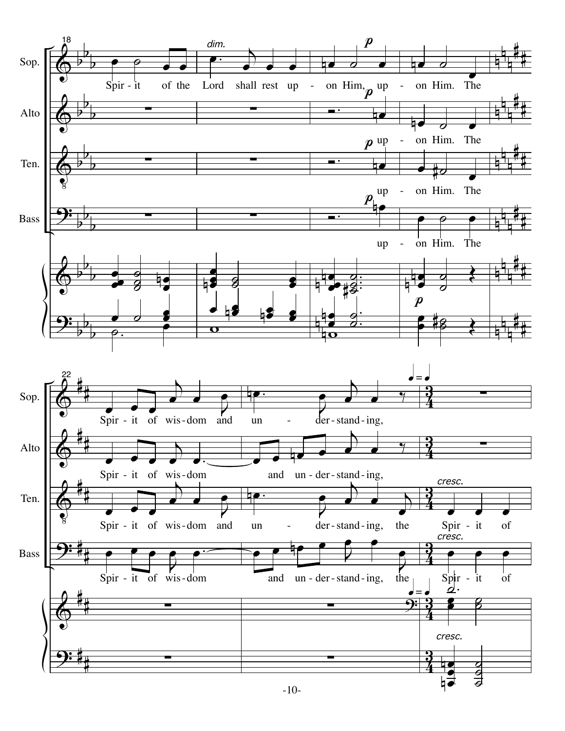Sop.: Spir - it of the Lord shall rest up - on Him, up - on Him. The

Alto: up - on Him. The

Ten.: up - on Him. The

Bass: up - on Him. The

Sop.: Spir - it of wis - dom and un - der - stand - ing,

Alto: Spir - it of wis - dom and un - der - stand - ing,

Ten.: Spir - it of wis - dom and un - der - stand - ing, the Spir - it of

Bass: Spir - it of wis - dom and un - der - stand - ing, the Spir - it of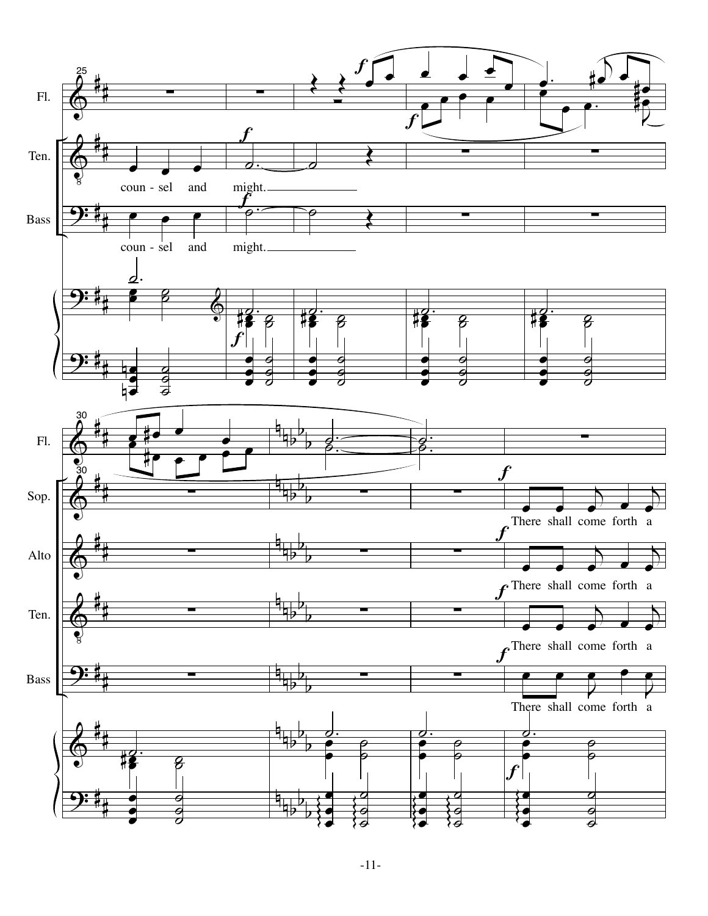Fl.

Ten.

coun - sel and might.

Bass

coun - sel and might.

Sop.

There shall come forth a

Alto

There shall come forth a

Ten.

There shall come forth a

Bass

There shall come forth a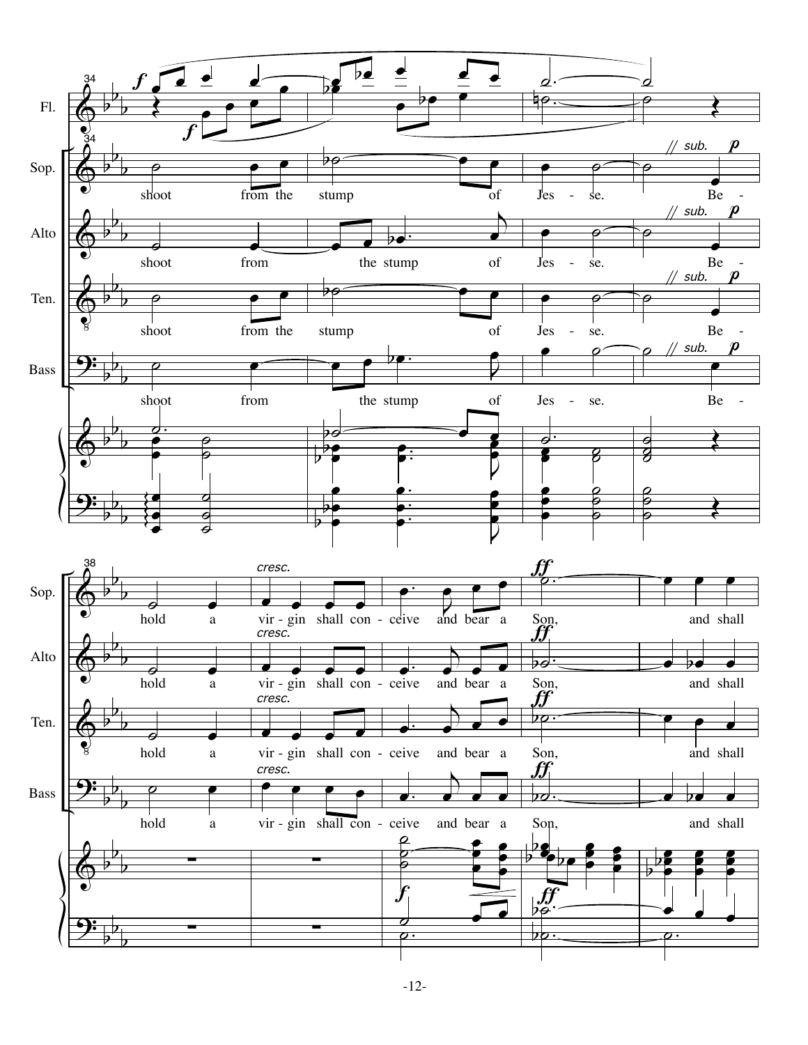Fl.

Sop. shoot from the stump of Jes - se. Be -

Alto shoot from the stump of Jes - se. Be -

Ten. shoot from the stump of Jes - se. Be -

Bass shoot from the stump of Jes - se. Be -

Sop. hold a vir - gin shall con - ceive and bear a Son, and shall

Alto hold a vir - gin shall con - ceive and bear a Son, and shall

Ten. hold a vir - gin shall con - ceive and bear a Son, and shall

Bass hold a vir - gin shall con - ceive and bear a Son, and shall